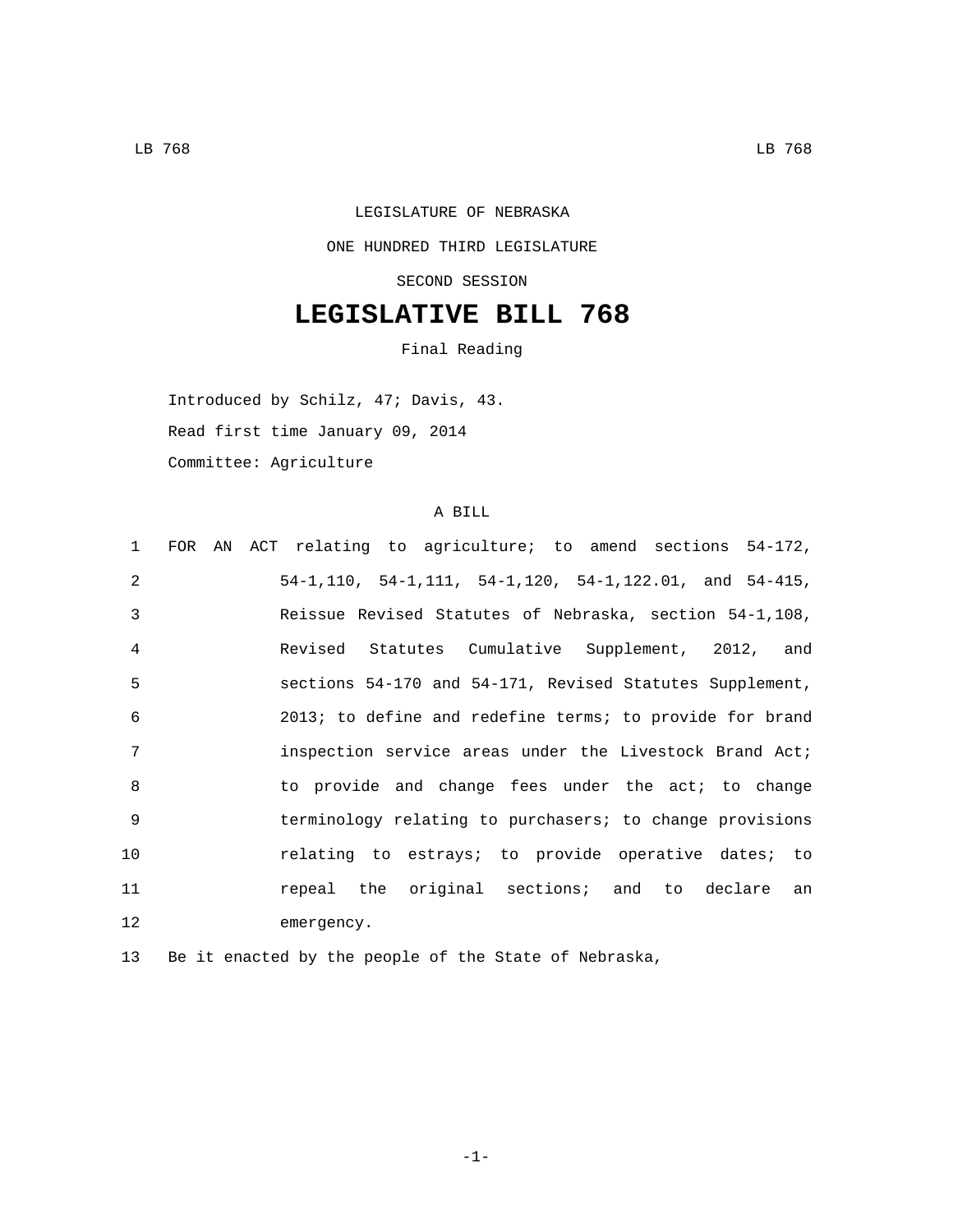LEGISLATURE OF NEBRASKA

ONE HUNDRED THIRD LEGISLATURE

SECOND SESSION

# LEGISLATIVE BILL 768

Final Reading

Introduced by Schilz, 47; Davis, 43.

Read first time January 09, 2014

Committee: Agriculture

A BILL

1 FOR AN ACT relating to agriculture; to amend sections 54-172,
2 54-1,110, 54-1,111, 54-1,120, 54-1,122.01, and 54-415,
3 Reissue Revised Statutes of Nebraska, section 54-1,108,
4 Revised Statutes Cumulative Supplement, 2012, and
5 sections 54-170 and 54-171, Revised Statutes Supplement,
6 2013; to define and redefine terms; to provide for brand
7 inspection service areas under the Livestock Brand Act;
8 to provide and change fees under the act; to change
9 terminology relating to purchasers; to change provisions
10 relating to estrays; to provide operative dates; to
11 repeal the original sections; and to declare an
12 emergency.

13 Be it enacted by the people of the State of Nebraska,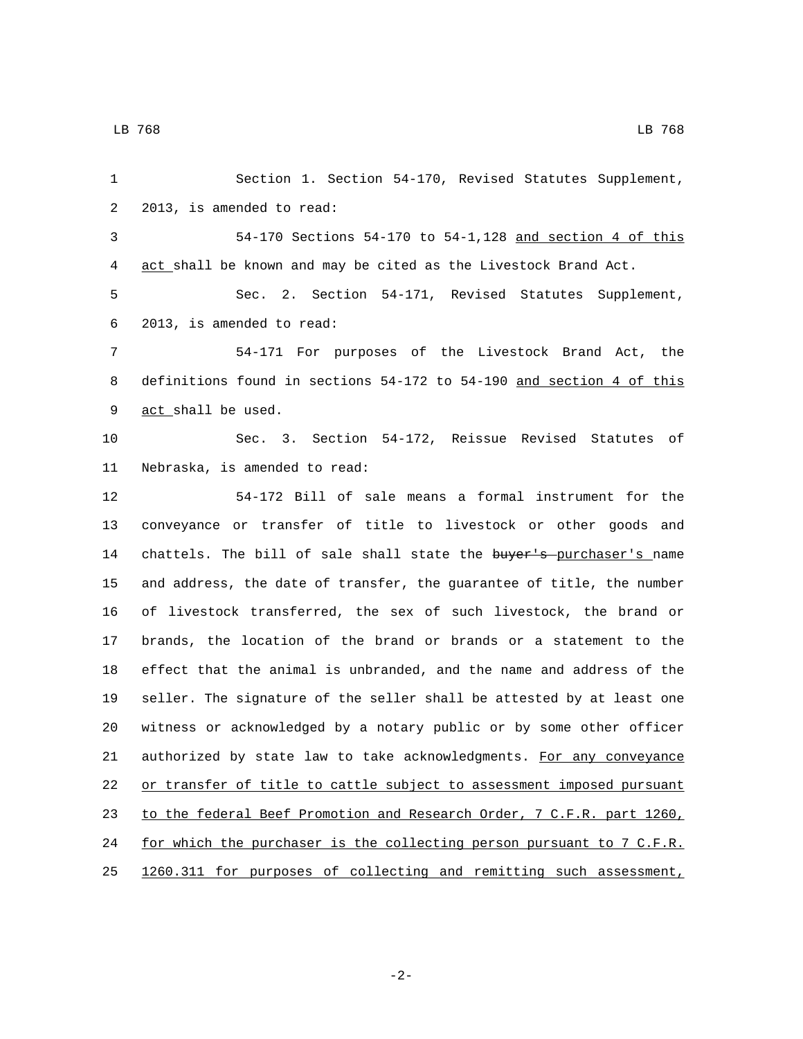Section 1. Section 54-170, Revised Statutes Supplement, 2013, is amended to read:

54-170 Sections 54-170 to 54-1,128 <u>and section 4 of this act</u> shall be known and may be cited as the Livestock Brand Act.

Sec. 2. Section 54-171, Revised Statutes Supplement, 2013, is amended to read:

54-171 For purposes of the Livestock Brand Act, the definitions found in sections 54-172 to 54-190 <u>and section 4 of this act</u> shall be used.

Sec. 3. Section 54-172, Reissue Revised Statutes of Nebraska, is amended to read:

54-172 Bill of sale means a formal instrument for the conveyance or transfer of title to livestock or other goods and chattels. The bill of sale shall state the ~~buyer's~~ <u>purchaser's</u> name and address, the date of transfer, the guarantee of title, the number of livestock transferred, the sex of such livestock, the brand or brands, the location of the brand or brands or a statement to the effect that the animal is unbranded, and the name and address of the seller. The signature of the seller shall be attested by at least one witness or acknowledged by a notary public or by some other officer authorized by state law to take acknowledgments. <u>For any conveyance or transfer of title to cattle subject to assessment imposed pursuant to the federal Beef Promotion and Research Order, 7 C.F.R. part 1260, for which the purchaser is the collecting person pursuant to 7 C.F.R. 1260.311 for purposes of collecting and remitting such assessment,</u>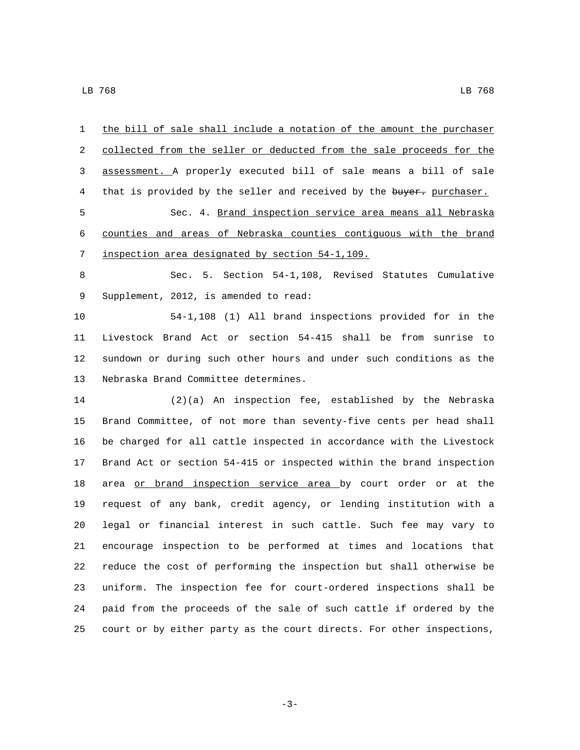the bill of sale shall include a notation of the amount the purchaser collected from the seller or deducted from the sale proceeds for the assessment. A properly executed bill of sale means a bill of sale that is provided by the seller and received by the ~~buyer.~~ purchaser.

Sec. 4. Brand inspection service area means all Nebraska counties and areas of Nebraska counties contiguous with the brand inspection area designated by section 54-1,109.

Sec. 5. Section 54-1,108, Revised Statutes Cumulative Supplement, 2012, is amended to read:

54-1,108 (1) All brand inspections provided for in the Livestock Brand Act or section 54-415 shall be from sunrise to sundown or during such other hours and under such conditions as the Nebraska Brand Committee determines.

(2)(a) An inspection fee, established by the Nebraska Brand Committee, of not more than seventy-five cents per head shall be charged for all cattle inspected in accordance with the Livestock Brand Act or section 54-415 or inspected within the brand inspection area or brand inspection service area by court order or at the request of any bank, credit agency, or lending institution with a legal or financial interest in such cattle. Such fee may vary to encourage inspection to be performed at times and locations that reduce the cost of performing the inspection but shall otherwise be uniform. The inspection fee for court-ordered inspections shall be paid from the proceeds of the sale of such cattle if ordered by the court or by either party as the court directs. For other inspections,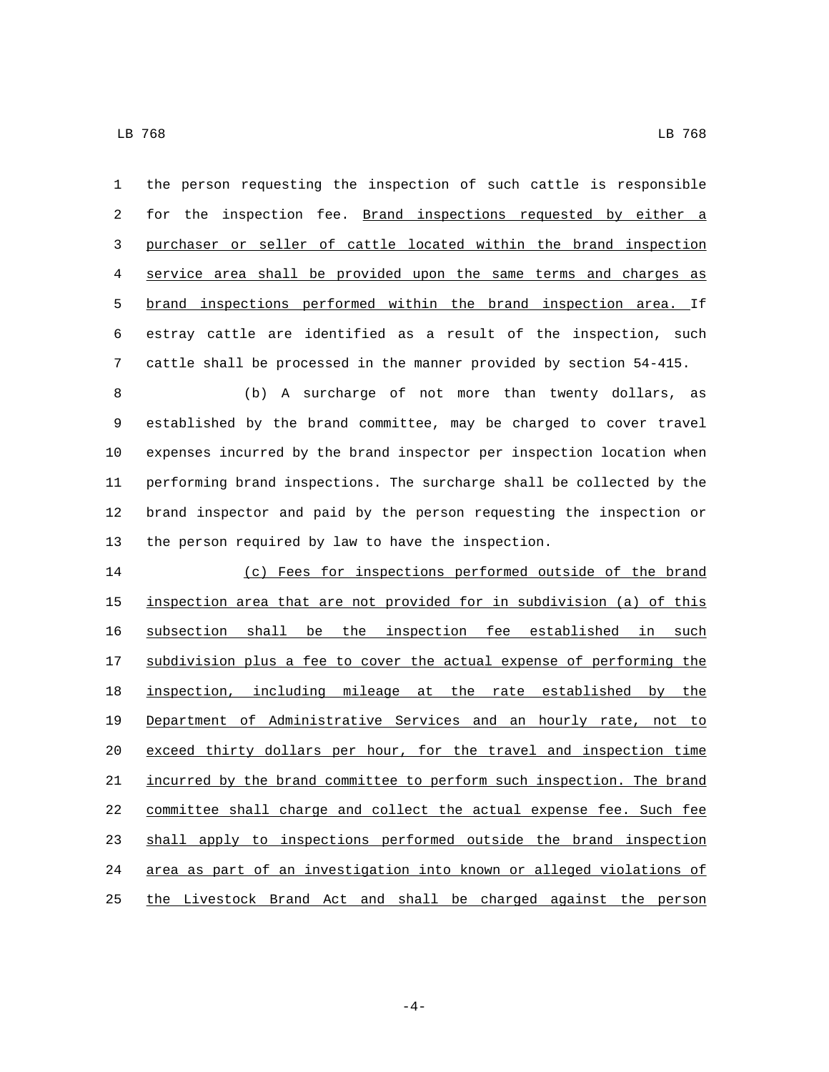the person requesting the inspection of such cattle is responsible for the inspection fee. Brand inspections requested by either a purchaser or seller of cattle located within the brand inspection service area shall be provided upon the same terms and charges as brand inspections performed within the brand inspection area. If estray cattle are identified as a result of the inspection, such cattle shall be processed in the manner provided by section 54-415.

(b) A surcharge of not more than twenty dollars, as established by the brand committee, may be charged to cover travel expenses incurred by the brand inspector per inspection location when performing brand inspections. The surcharge shall be collected by the brand inspector and paid by the person requesting the inspection or the person required by law to have the inspection.

(c) Fees for inspections performed outside of the brand inspection area that are not provided for in subdivision (a) of this subsection shall be the inspection fee established in such subdivision plus a fee to cover the actual expense of performing the inspection, including mileage at the rate established by the Department of Administrative Services and an hourly rate, not to exceed thirty dollars per hour, for the travel and inspection time incurred by the brand committee to perform such inspection. The brand committee shall charge and collect the actual expense fee. Such fee shall apply to inspections performed outside the brand inspection area as part of an investigation into known or alleged violations of the Livestock Brand Act and shall be charged against the person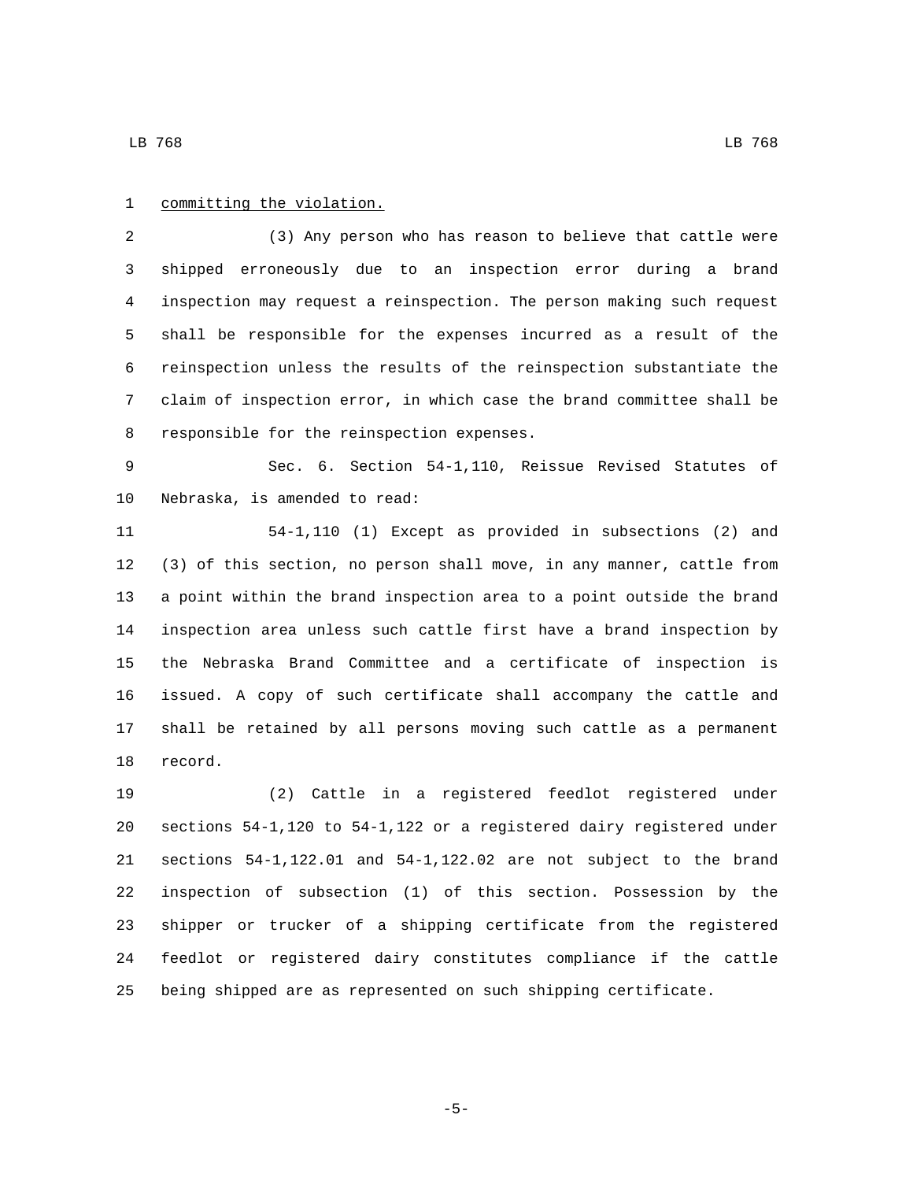committing the violation.

(3) Any person who has reason to believe that cattle were shipped erroneously due to an inspection error during a brand inspection may request a reinspection. The person making such request shall be responsible for the expenses incurred as a result of the reinspection unless the results of the reinspection substantiate the claim of inspection error, in which case the brand committee shall be responsible for the reinspection expenses.

Sec. 6. Section 54-1,110, Reissue Revised Statutes of Nebraska, is amended to read:

54-1,110 (1) Except as provided in subsections (2) and (3) of this section, no person shall move, in any manner, cattle from a point within the brand inspection area to a point outside the brand inspection area unless such cattle first have a brand inspection by the Nebraska Brand Committee and a certificate of inspection is issued. A copy of such certificate shall accompany the cattle and shall be retained by all persons moving such cattle as a permanent record.

(2) Cattle in a registered feedlot registered under sections 54-1,120 to 54-1,122 or a registered dairy registered under sections 54-1,122.01 and 54-1,122.02 are not subject to the brand inspection of subsection (1) of this section. Possession by the shipper or trucker of a shipping certificate from the registered feedlot or registered dairy constitutes compliance if the cattle being shipped are as represented on such shipping certificate.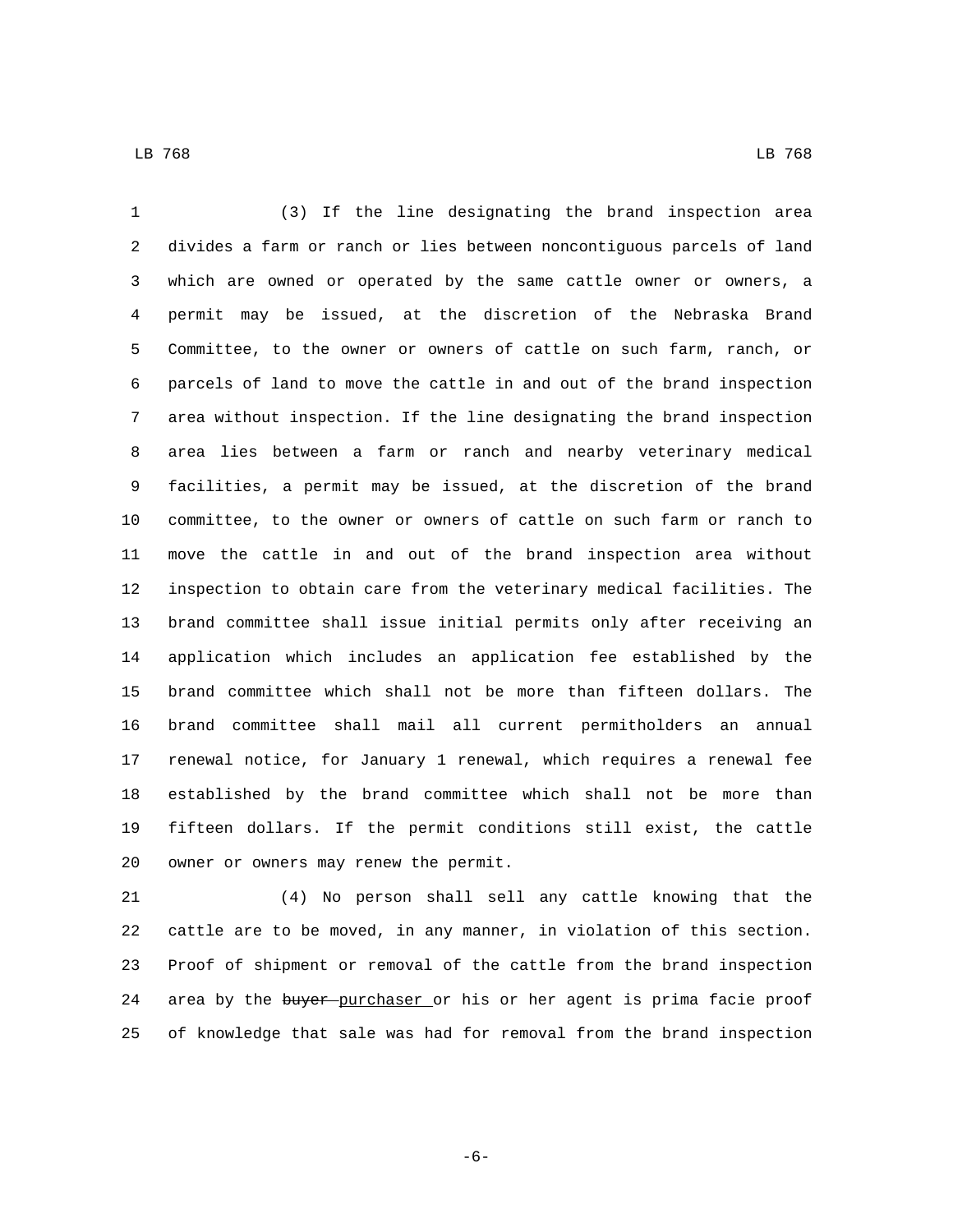(3) If the line designating the brand inspection area divides a farm or ranch or lies between noncontiguous parcels of land which are owned or operated by the same cattle owner or owners, a permit may be issued, at the discretion of the Nebraska Brand Committee, to the owner or owners of cattle on such farm, ranch, or parcels of land to move the cattle in and out of the brand inspection area without inspection. If the line designating the brand inspection area lies between a farm or ranch and nearby veterinary medical facilities, a permit may be issued, at the discretion of the brand committee, to the owner or owners of cattle on such farm or ranch to move the cattle in and out of the brand inspection area without inspection to obtain care from the veterinary medical facilities. The brand committee shall issue initial permits only after receiving an application which includes an application fee established by the brand committee which shall not be more than fifteen dollars. The brand committee shall mail all current permitholders an annual renewal notice, for January 1 renewal, which requires a renewal fee established by the brand committee which shall not be more than fifteen dollars. If the permit conditions still exist, the cattle owner or owners may renew the permit.

(4) No person shall sell any cattle knowing that the cattle are to be moved, in any manner, in violation of this section. Proof of shipment or removal of the cattle from the brand inspection area by the ~~buyer~~ purchaser or his or her agent is prima facie proof of knowledge that sale was had for removal from the brand inspection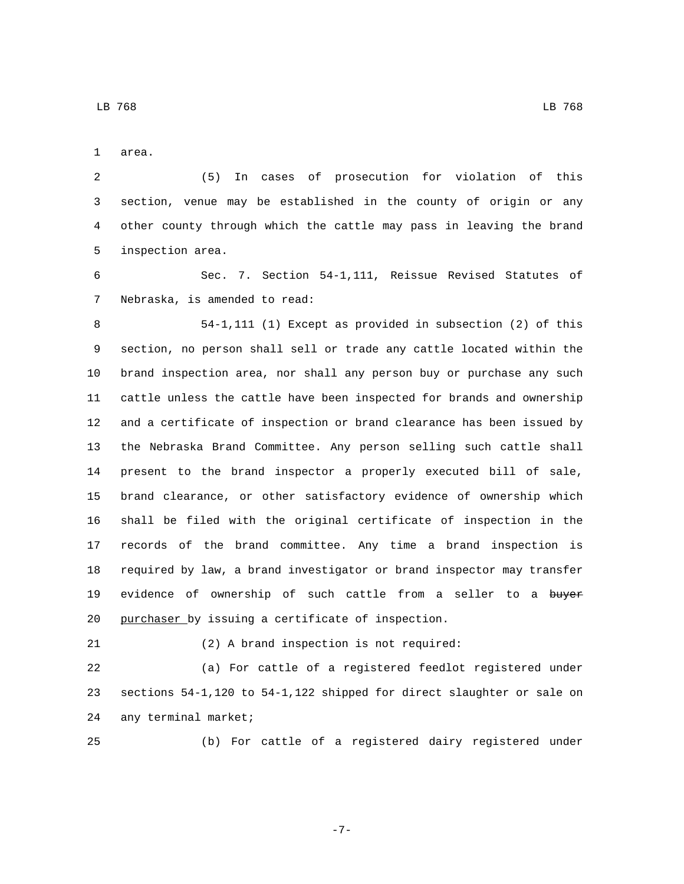area.

(5) In cases of prosecution for violation of this section, venue may be established in the county of origin or any other county through which the cattle may pass in leaving the brand inspection area.

Sec. 7. Section 54-1,111, Reissue Revised Statutes of Nebraska, is amended to read:

54-1,111 (1) Except as provided in subsection (2) of this section, no person shall sell or trade any cattle located within the brand inspection area, nor shall any person buy or purchase any such cattle unless the cattle have been inspected for brands and ownership and a certificate of inspection or brand clearance has been issued by the Nebraska Brand Committee. Any person selling such cattle shall present to the brand inspector a properly executed bill of sale, brand clearance, or other satisfactory evidence of ownership which shall be filed with the original certificate of inspection in the records of the brand committee. Any time a brand inspection is required by law, a brand investigator or brand inspector may transfer evidence of ownership of such cattle from a seller to a ~~buyer~~ purchaser by issuing a certificate of inspection.

(2) A brand inspection is not required:

(a) For cattle of a registered feedlot registered under sections 54-1,120 to 54-1,122 shipped for direct slaughter or sale on any terminal market;

(b) For cattle of a registered dairy registered under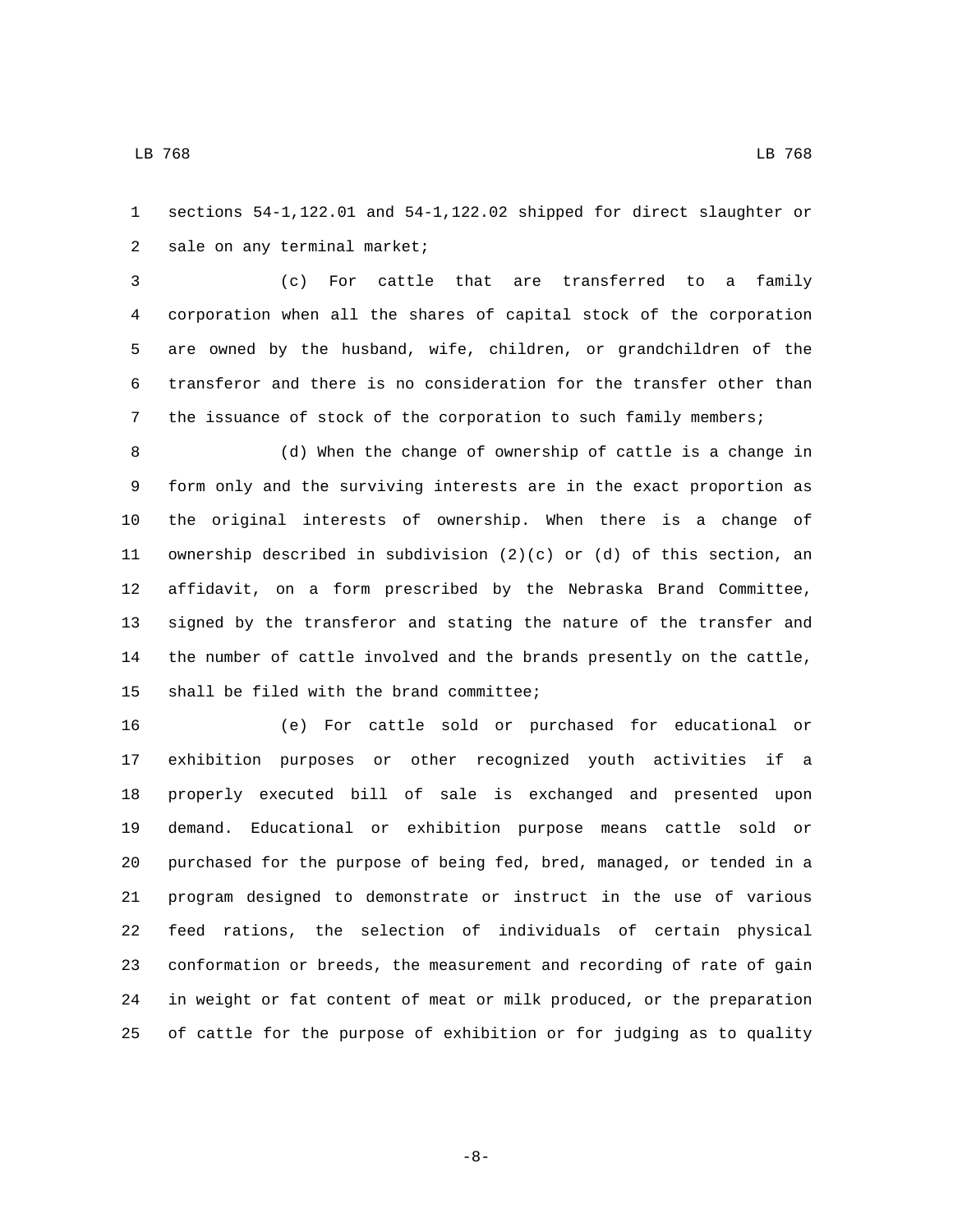sections 54-1,122.01 and 54-1,122.02 shipped for direct slaughter or sale on any terminal market;

(c) For cattle that are transferred to a family corporation when all the shares of capital stock of the corporation are owned by the husband, wife, children, or grandchildren of the transferor and there is no consideration for the transfer other than the issuance of stock of the corporation to such family members;

(d) When the change of ownership of cattle is a change in form only and the surviving interests are in the exact proportion as the original interests of ownership. When there is a change of ownership described in subdivision (2)(c) or (d) of this section, an affidavit, on a form prescribed by the Nebraska Brand Committee, signed by the transferor and stating the nature of the transfer and the number of cattle involved and the brands presently on the cattle, shall be filed with the brand committee;

(e) For cattle sold or purchased for educational or exhibition purposes or other recognized youth activities if a properly executed bill of sale is exchanged and presented upon demand. Educational or exhibition purpose means cattle sold or purchased for the purpose of being fed, bred, managed, or tended in a program designed to demonstrate or instruct in the use of various feed rations, the selection of individuals of certain physical conformation or breeds, the measurement and recording of rate of gain in weight or fat content of meat or milk produced, or the preparation of cattle for the purpose of exhibition or for judging as to quality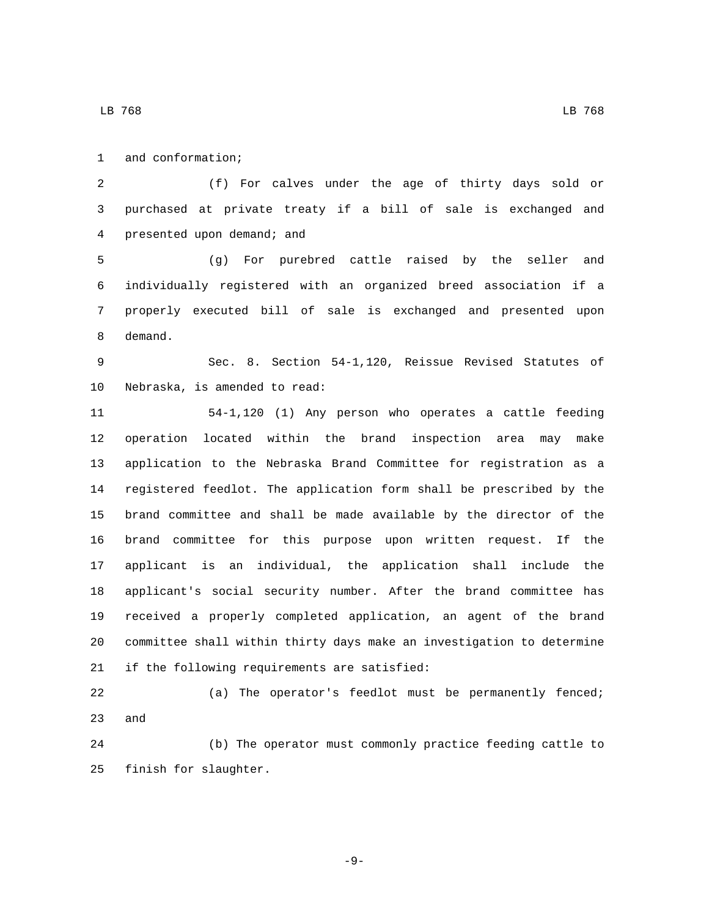and conformation;

(f) For calves under the age of thirty days sold or purchased at private treaty if a bill of sale is exchanged and presented upon demand; and

(g) For purebred cattle raised by the seller and individually registered with an organized breed association if a properly executed bill of sale is exchanged and presented upon demand.

Sec. 8. Section 54-1,120, Reissue Revised Statutes of Nebraska, is amended to read:

54-1,120 (1) Any person who operates a cattle feeding operation located within the brand inspection area may make application to the Nebraska Brand Committee for registration as a registered feedlot. The application form shall be prescribed by the brand committee and shall be made available by the director of the brand committee for this purpose upon written request. If the applicant is an individual, the application shall include the applicant's social security number. After the brand committee has received a properly completed application, an agent of the brand committee shall within thirty days make an investigation to determine if the following requirements are satisfied:

(a) The operator's feedlot must be permanently fenced; and

(b) The operator must commonly practice feeding cattle to finish for slaughter.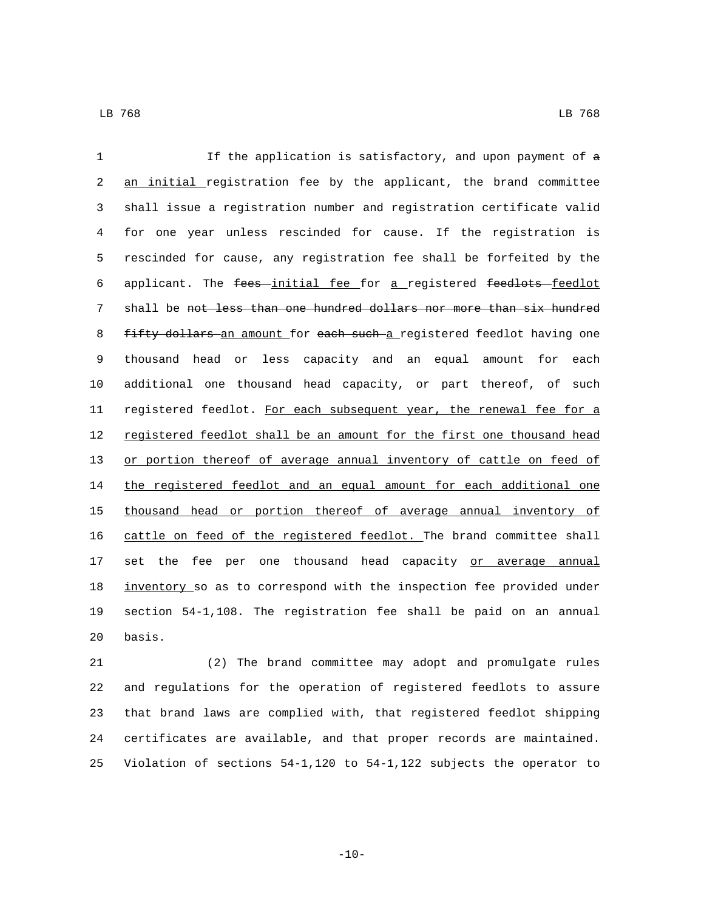If the application is satisfactory, and upon payment of ~~a~~ an initial registration fee by the applicant, the brand committee shall issue a registration number and registration certificate valid for one year unless rescinded for cause. If the registration is rescinded for cause, any registration fee shall be forfeited by the applicant. The ~~fees~~ initial fee for a registered ~~feedlots~~ feedlot shall be ~~not less than one hundred dollars nor more than six hundred fifty dollars~~ an amount for ~~each such~~ a registered feedlot having one thousand head or less capacity and an equal amount for each additional one thousand head capacity, or part thereof, of such registered feedlot. For each subsequent year, the renewal fee for a registered feedlot shall be an amount for the first one thousand head or portion thereof of average annual inventory of cattle on feed of the registered feedlot and an equal amount for each additional one thousand head or portion thereof of average annual inventory of cattle on feed of the registered feedlot. The brand committee shall set the fee per one thousand head capacity or average annual inventory so as to correspond with the inspection fee provided under section 54-1,108. The registration fee shall be paid on an annual basis.

(2) The brand committee may adopt and promulgate rules and regulations for the operation of registered feedlots to assure that brand laws are complied with, that registered feedlot shipping certificates are available, and that proper records are maintained. Violation of sections 54-1,120 to 54-1,122 subjects the operator to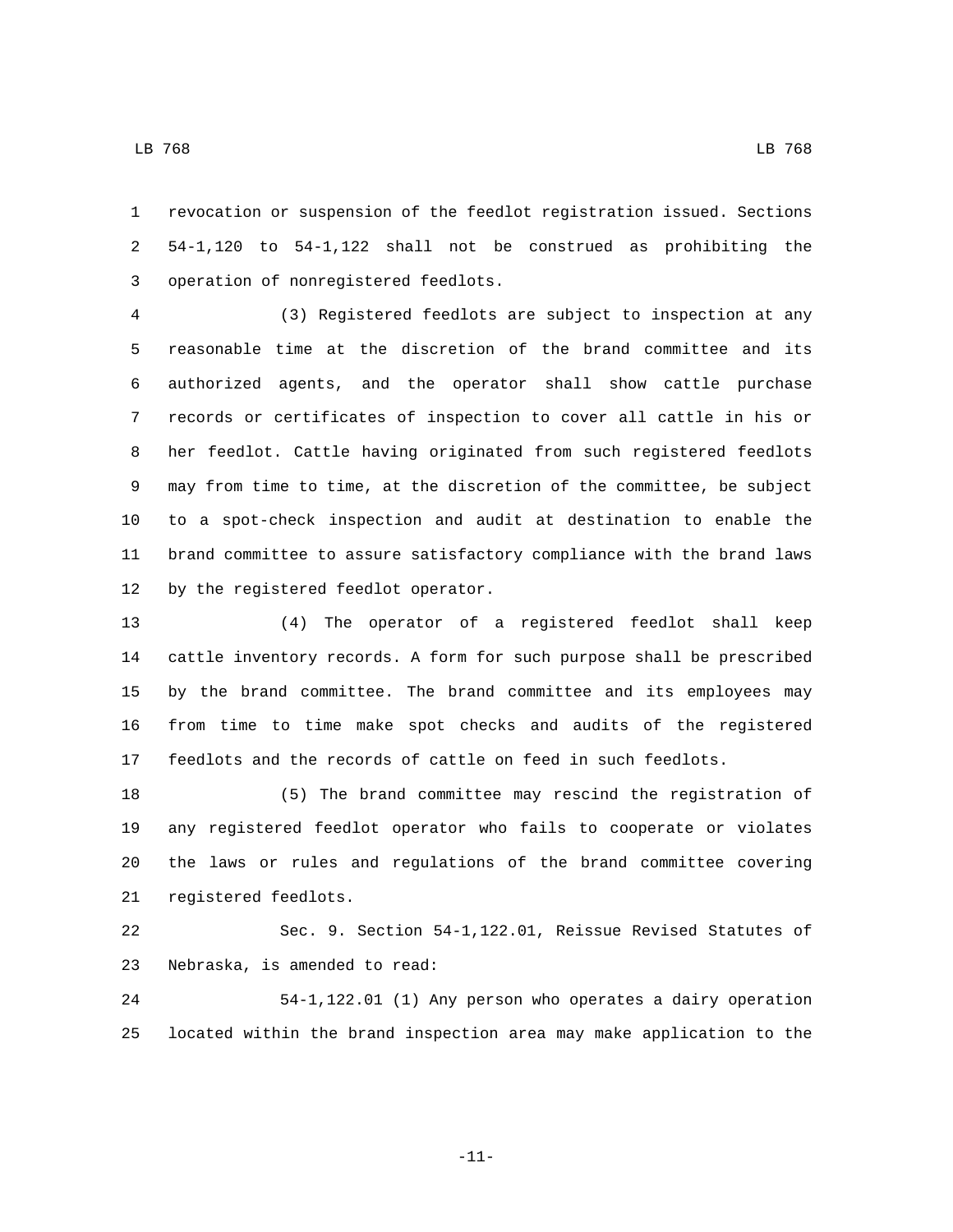revocation or suspension of the feedlot registration issued. Sections 54-1,120 to 54-1,122 shall not be construed as prohibiting the operation of nonregistered feedlots.

(3) Registered feedlots are subject to inspection at any reasonable time at the discretion of the brand committee and its authorized agents, and the operator shall show cattle purchase records or certificates of inspection to cover all cattle in his or her feedlot. Cattle having originated from such registered feedlots may from time to time, at the discretion of the committee, be subject to a spot-check inspection and audit at destination to enable the brand committee to assure satisfactory compliance with the brand laws by the registered feedlot operator.

(4) The operator of a registered feedlot shall keep cattle inventory records. A form for such purpose shall be prescribed by the brand committee. The brand committee and its employees may from time to time make spot checks and audits of the registered feedlots and the records of cattle on feed in such feedlots.

(5) The brand committee may rescind the registration of any registered feedlot operator who fails to cooperate or violates the laws or rules and regulations of the brand committee covering registered feedlots.

Sec. 9. Section 54-1,122.01, Reissue Revised Statutes of Nebraska, is amended to read:

54-1,122.01 (1) Any person who operates a dairy operation located within the brand inspection area may make application to the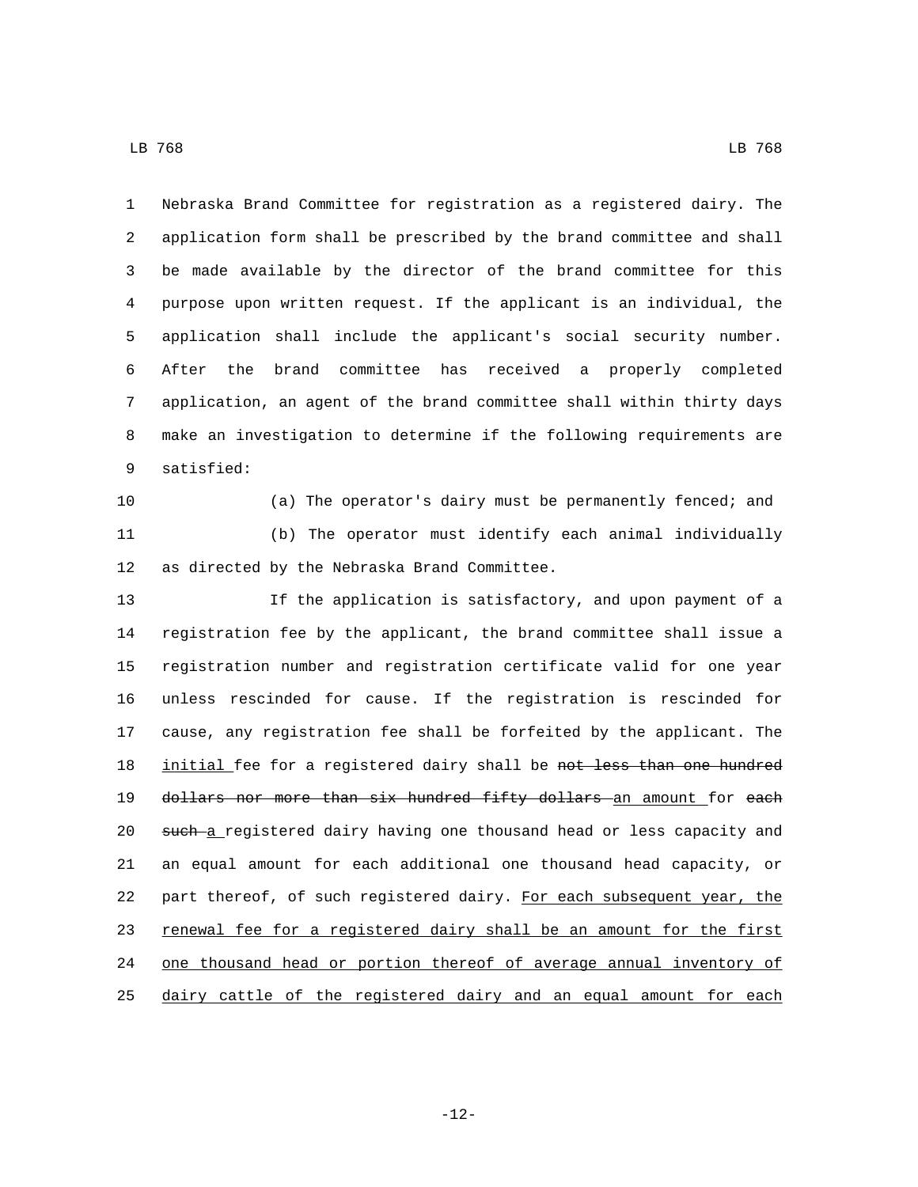Nebraska Brand Committee for registration as a registered dairy. The application form shall be prescribed by the brand committee and shall be made available by the director of the brand committee for this purpose upon written request. If the applicant is an individual, the application shall include the applicant's social security number. After the brand committee has received a properly completed application, an agent of the brand committee shall within thirty days make an investigation to determine if the following requirements are satisfied:

(a) The operator's dairy must be permanently fenced; and

(b) The operator must identify each animal individually as directed by the Nebraska Brand Committee.

If the application is satisfactory, and upon payment of a registration fee by the applicant, the brand committee shall issue a registration number and registration certificate valid for one year unless rescinded for cause. If the registration is rescinded for cause, any registration fee shall be forfeited by the applicant. The <u>initial</u> fee for a registered dairy shall be ~~not less than one hundred dollars nor more than six hundred fifty dollars~~ <u>an amount</u> for ~~each such~~ <u>a</u> registered dairy having one thousand head or less capacity and an equal amount for each additional one thousand head capacity, or part thereof, of such registered dairy. <u>For each subsequent year, the renewal fee for a registered dairy shall be an amount for the first one thousand head or portion thereof of average annual inventory of dairy cattle of the registered dairy and an equal amount for each</u>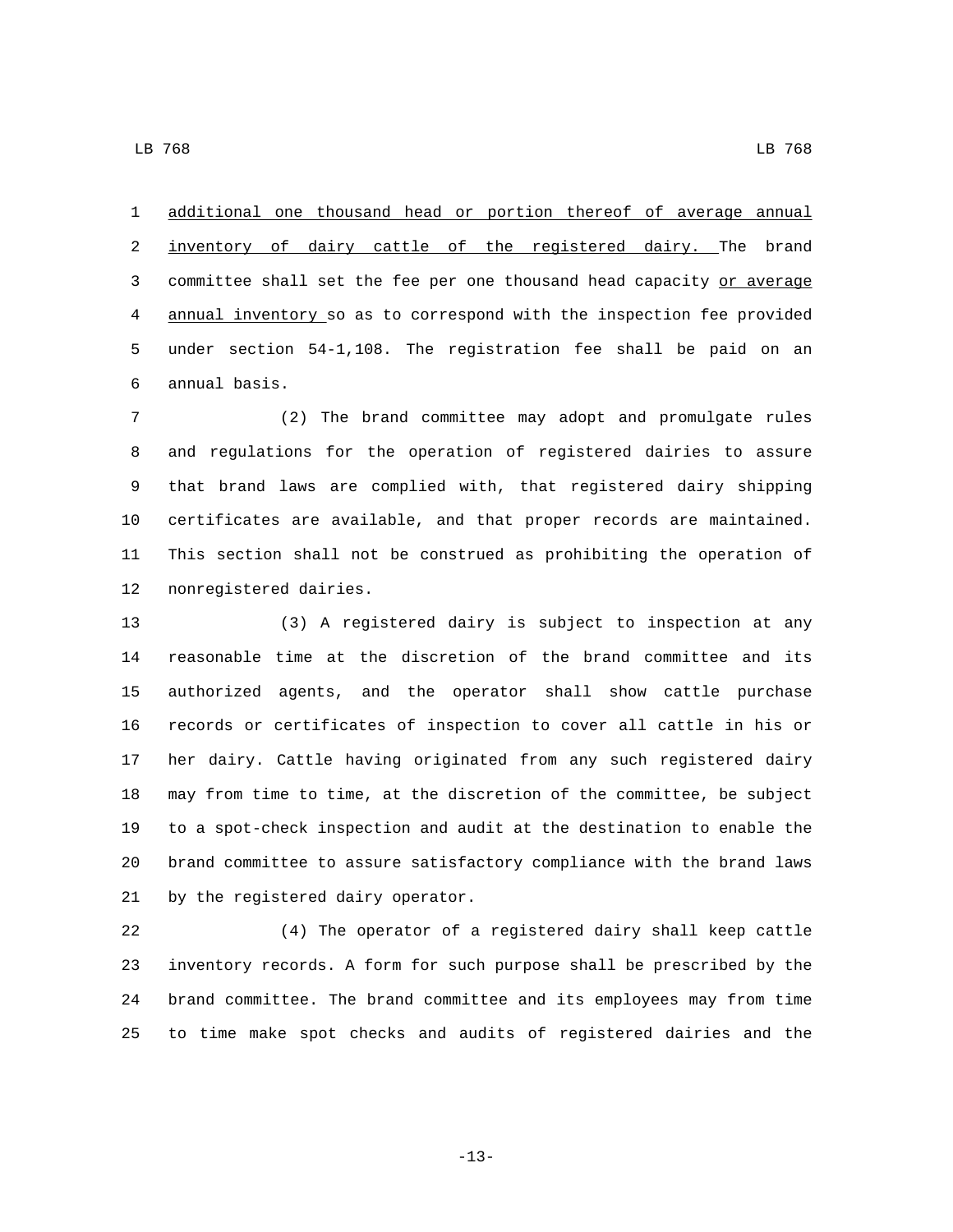additional one thousand head or portion thereof of average annual inventory of dairy cattle of the registered dairy. The brand committee shall set the fee per one thousand head capacity or average annual inventory so as to correspond with the inspection fee provided under section 54-1,108. The registration fee shall be paid on an annual basis.

(2) The brand committee may adopt and promulgate rules and regulations for the operation of registered dairies to assure that brand laws are complied with, that registered dairy shipping certificates are available, and that proper records are maintained. This section shall not be construed as prohibiting the operation of nonregistered dairies.

(3) A registered dairy is subject to inspection at any reasonable time at the discretion of the brand committee and its authorized agents, and the operator shall show cattle purchase records or certificates of inspection to cover all cattle in his or her dairy. Cattle having originated from any such registered dairy may from time to time, at the discretion of the committee, be subject to a spot-check inspection and audit at the destination to enable the brand committee to assure satisfactory compliance with the brand laws by the registered dairy operator.

(4) The operator of a registered dairy shall keep cattle inventory records. A form for such purpose shall be prescribed by the brand committee. The brand committee and its employees may from time to time make spot checks and audits of registered dairies and the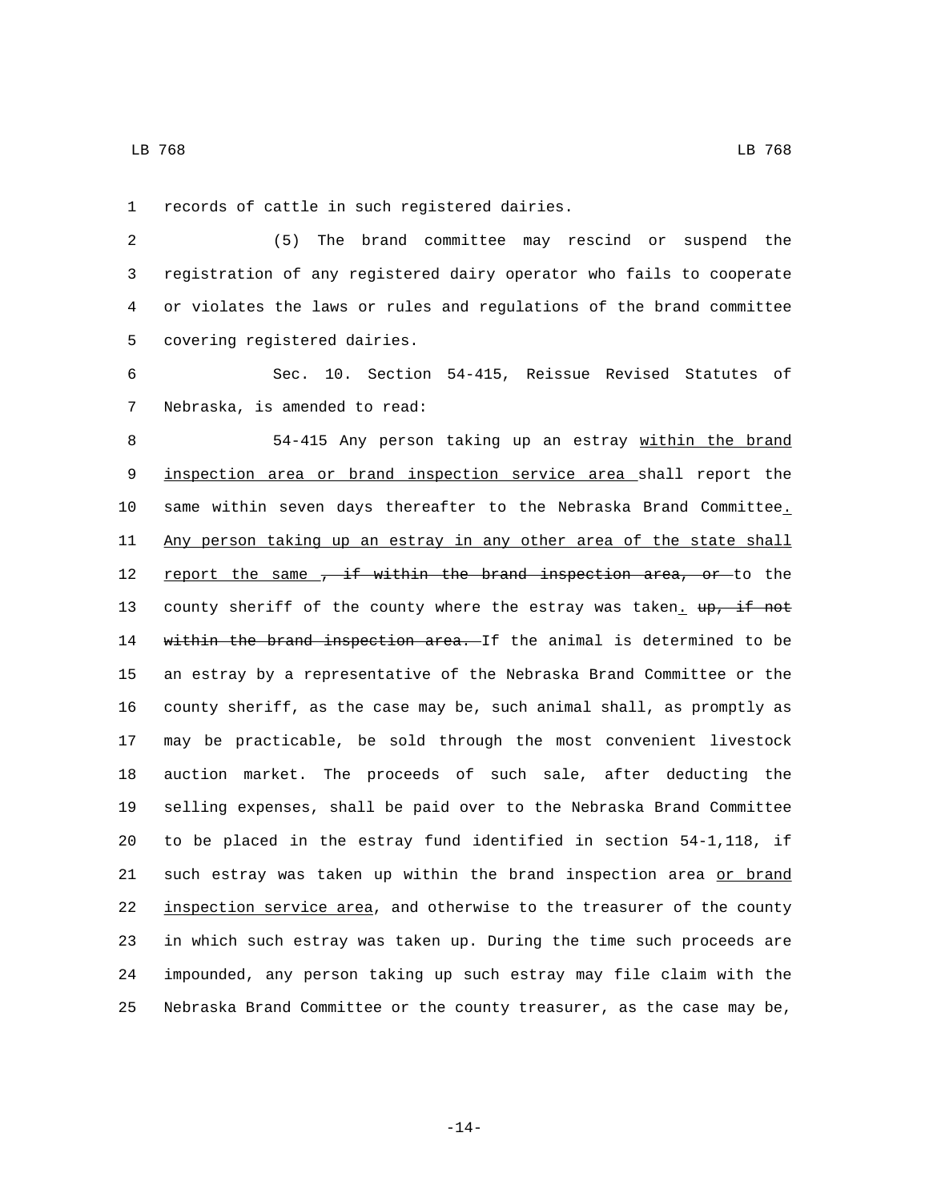records of cattle in such registered dairies.

(5) The brand committee may rescind or suspend the registration of any registered dairy operator who fails to cooperate or violates the laws or rules and regulations of the brand committee covering registered dairies.

Sec. 10. Section 54-415, Reissue Revised Statutes of Nebraska, is amended to read:

54-415 Any person taking up an estray within the brand inspection area or brand inspection service area shall report the same within seven days thereafter to the Nebraska Brand Committee. Any person taking up an estray in any other area of the state shall report the same , if within the brand inspection area, or to the county sheriff of the county where the estray was taken. up, if not within the brand inspection area. If the animal is determined to be an estray by a representative of the Nebraska Brand Committee or the county sheriff, as the case may be, such animal shall, as promptly as may be practicable, be sold through the most convenient livestock auction market. The proceeds of such sale, after deducting the selling expenses, shall be paid over to the Nebraska Brand Committee to be placed in the estray fund identified in section 54-1,118, if such estray was taken up within the brand inspection area or brand inspection service area, and otherwise to the treasurer of the county in which such estray was taken up. During the time such proceeds are impounded, any person taking up such estray may file claim with the Nebraska Brand Committee or the county treasurer, as the case may be,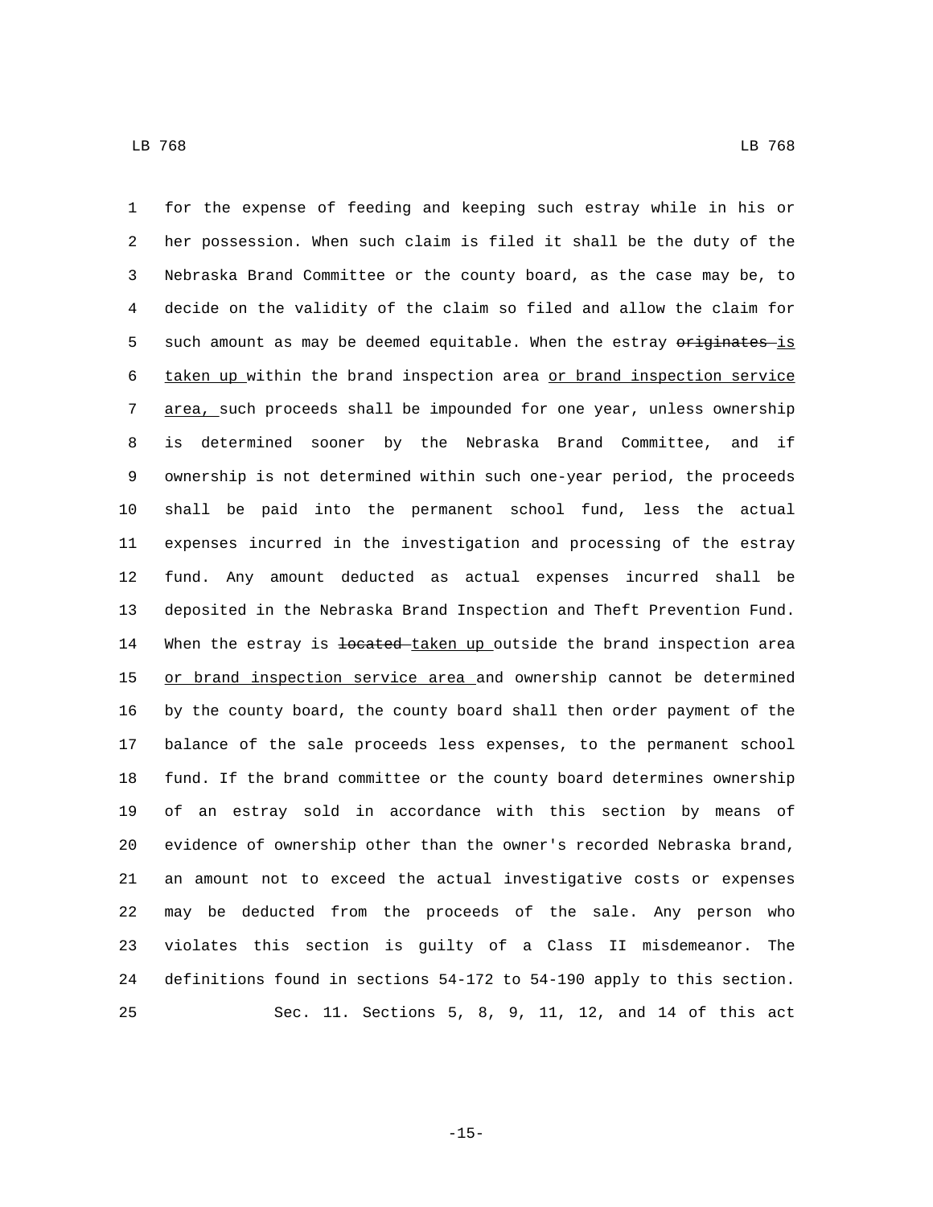for the expense of feeding and keeping such estray while in his or her possession. When such claim is filed it shall be the duty of the Nebraska Brand Committee or the county board, as the case may be, to decide on the validity of the claim so filed and allow the claim for such amount as may be deemed equitable. When the estray ~~originates~~ is taken up within the brand inspection area or brand inspection service area, such proceeds shall be impounded for one year, unless ownership is determined sooner by the Nebraska Brand Committee, and if ownership is not determined within such one-year period, the proceeds shall be paid into the permanent school fund, less the actual expenses incurred in the investigation and processing of the estray fund. Any amount deducted as actual expenses incurred shall be deposited in the Nebraska Brand Inspection and Theft Prevention Fund. When the estray is ~~located~~ taken up outside the brand inspection area or brand inspection service area and ownership cannot be determined by the county board, the county board shall then order payment of the balance of the sale proceeds less expenses, to the permanent school fund. If the brand committee or the county board determines ownership of an estray sold in accordance with this section by means of evidence of ownership other than the owner's recorded Nebraska brand, an amount not to exceed the actual investigative costs or expenses may be deducted from the proceeds of the sale. Any person who violates this section is guilty of a Class II misdemeanor. The definitions found in sections 54-172 to 54-190 apply to this section.

Sec. 11. Sections 5, 8, 9, 11, 12, and 14 of this act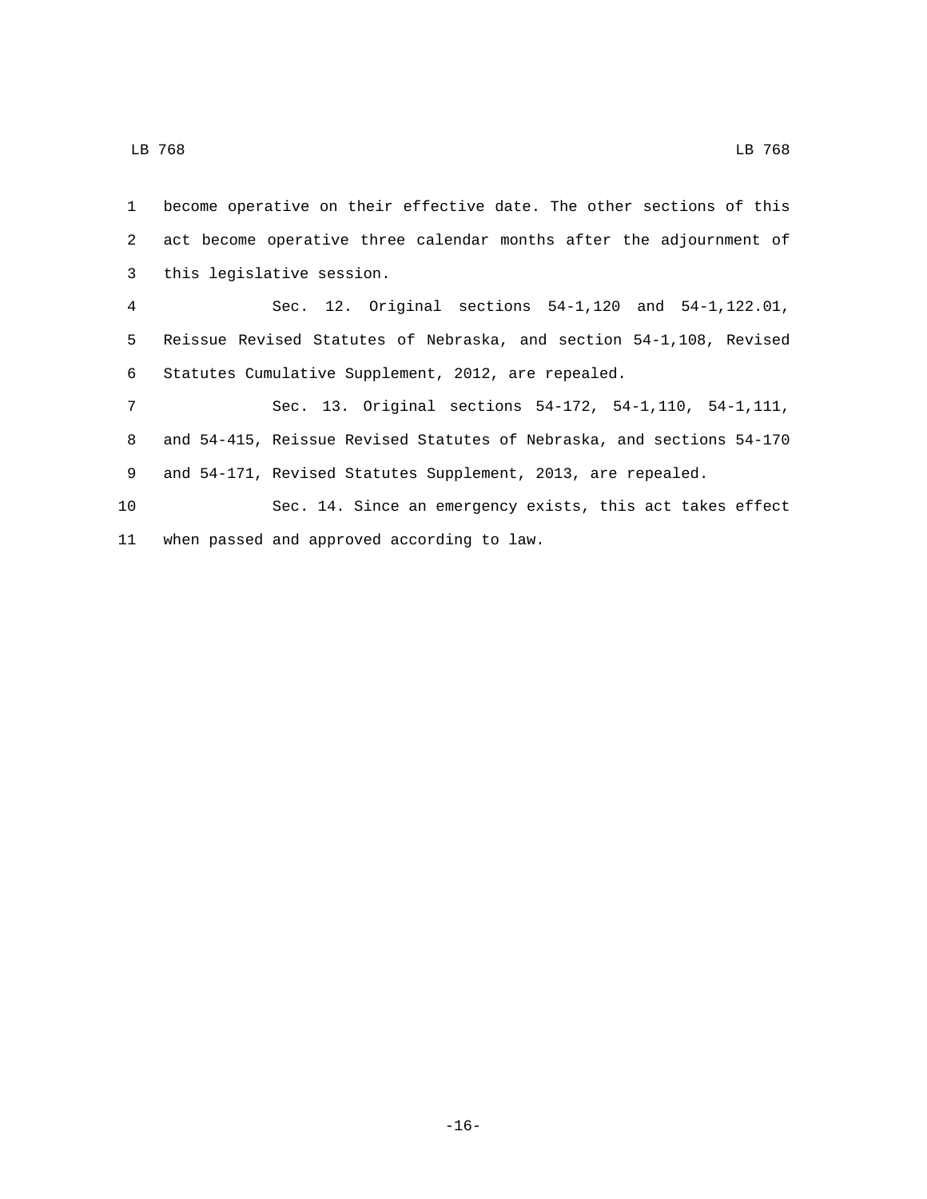become operative on their effective date. The other sections of this act become operative three calendar months after the adjournment of this legislative session.

Sec. 12. Original sections 54-1,120 and 54-1,122.01, Reissue Revised Statutes of Nebraska, and section 54-1,108, Revised Statutes Cumulative Supplement, 2012, are repealed.

Sec. 13. Original sections 54-172, 54-1,110, 54-1,111, and 54-415, Reissue Revised Statutes of Nebraska, and sections 54-170 and 54-171, Revised Statutes Supplement, 2013, are repealed.

Sec. 14. Since an emergency exists, this act takes effect when passed and approved according to law.